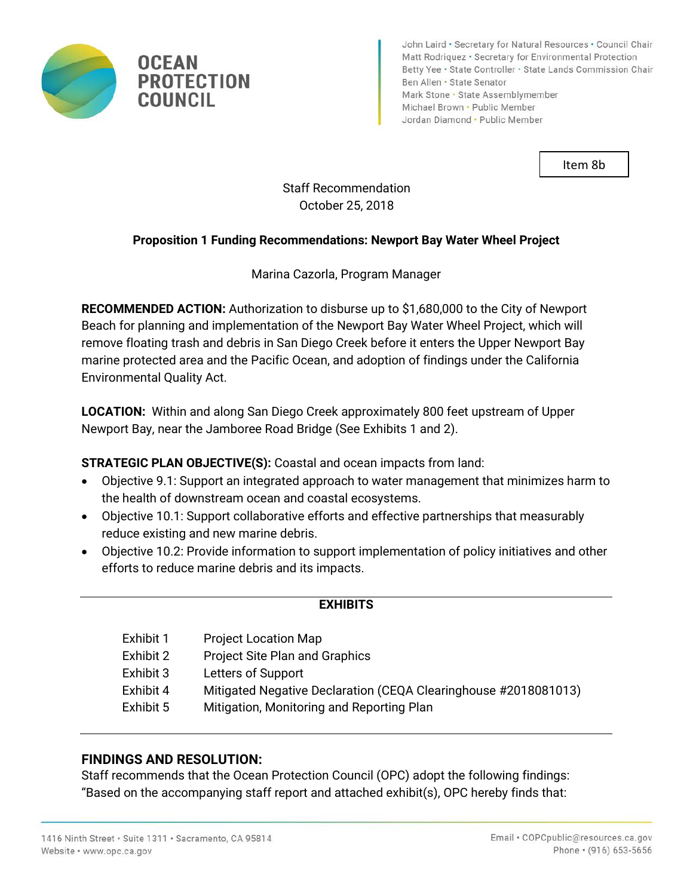# OCEAN PROTECTION COUNCIL

John Laird • Secretary for Natural Resources • Council Chair
Matt Rodriquez • Secretary for Environmental Protection
Betty Yee • State Controller • State Lands Commission Chair
Ben Allen • State Senator
Mark Stone • State Assemblymember
Michael Brown • Public Member
Jordan Diamond • Public Member

Item 8b

Staff Recommendation
October 25, 2018

**Proposition 1 Funding Recommendations: Newport Bay Water Wheel Project**

Marina Cazorla, Program Manager

**RECOMMENDED ACTION:** Authorization to disburse up to $1,680,000 to the City of Newport Beach for planning and implementation of the Newport Bay Water Wheel Project, which will remove floating trash and debris in San Diego Creek before it enters the Upper Newport Bay marine protected area and the Pacific Ocean, and adoption of findings under the California Environmental Quality Act.

**LOCATION:** Within and along San Diego Creek approximately 800 feet upstream of Upper Newport Bay, near the Jamboree Road Bridge (See Exhibits 1 and 2).

**STRATEGIC PLAN OBJECTIVE(S):** Coastal and ocean impacts from land:

- Objective 9.1: Support an integrated approach to water management that minimizes harm to the health of downstream ocean and coastal ecosystems.
- Objective 10.1: Support collaborative efforts and effective partnerships that measurably reduce existing and new marine debris.
- Objective 10.2: Provide information to support implementation of policy initiatives and other efforts to reduce marine debris and its impacts.

---

**EXHIBITS**

| | |
|---|---|
| Exhibit 1 | Project Location Map |
| Exhibit 2 | Project Site Plan and Graphics |
| Exhibit 3 | Letters of Support |
| Exhibit 4 | Mitigated Negative Declaration (CEQA Clearinghouse #2018081013) |
| Exhibit 5 | Mitigation, Monitoring and Reporting Plan |

---

**FINDINGS AND RESOLUTION:**

Staff recommends that the Ocean Protection Council (OPC) adopt the following findings:
"Based on the accompanying staff report and attached exhibit(s), OPC hereby finds that: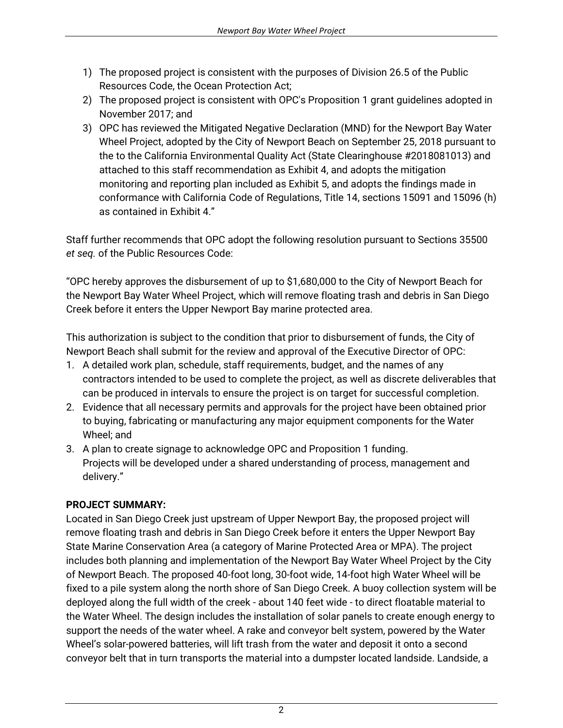1) The proposed project is consistent with the purposes of Division 26.5 of the Public Resources Code, the Ocean Protection Act;
2) The proposed project is consistent with OPC's Proposition 1 grant guidelines adopted in November 2017; and
3) OPC has reviewed the Mitigated Negative Declaration (MND) for the Newport Bay Water Wheel Project, adopted by the City of Newport Beach on September 25, 2018 pursuant to the to the California Environmental Quality Act (State Clearinghouse #2018081013) and attached to this staff recommendation as Exhibit 4, and adopts the mitigation monitoring and reporting plan included as Exhibit 5, and adopts the findings made in conformance with California Code of Regulations, Title 14, sections 15091 and 15096 (h) as contained in Exhibit 4."

Staff further recommends that OPC adopt the following resolution pursuant to Sections 35500 *et seq.* of the Public Resources Code:

"OPC hereby approves the disbursement of up to $1,680,000 to the City of Newport Beach for the Newport Bay Water Wheel Project, which will remove floating trash and debris in San Diego Creek before it enters the Upper Newport Bay marine protected area.

This authorization is subject to the condition that prior to disbursement of funds, the City of Newport Beach shall submit for the review and approval of the Executive Director of OPC:

1. A detailed work plan, schedule, staff requirements, budget, and the names of any contractors intended to be used to complete the project, as well as discrete deliverables that can be produced in intervals to ensure the project is on target for successful completion.
2. Evidence that all necessary permits and approvals for the project have been obtained prior to buying, fabricating or manufacturing any major equipment components for the Water Wheel; and
3. A plan to create signage to acknowledge OPC and Proposition 1 funding.
   Projects will be developed under a shared understanding of process, management and delivery."

**PROJECT SUMMARY:**

Located in San Diego Creek just upstream of Upper Newport Bay, the proposed project will remove floating trash and debris in San Diego Creek before it enters the Upper Newport Bay State Marine Conservation Area (a category of Marine Protected Area or MPA). The project includes both planning and implementation of the Newport Bay Water Wheel Project by the City of Newport Beach. The proposed 40-foot long, 30-foot wide, 14-foot high Water Wheel will be fixed to a pile system along the north shore of San Diego Creek. A buoy collection system will be deployed along the full width of the creek - about 140 feet wide - to direct floatable material to the Water Wheel. The design includes the installation of solar panels to create enough energy to support the needs of the water wheel. A rake and conveyor belt system, powered by the Water Wheel's solar-powered batteries, will lift trash from the water and deposit it onto a second conveyor belt that in turn transports the material into a dumpster located landside. Landside, a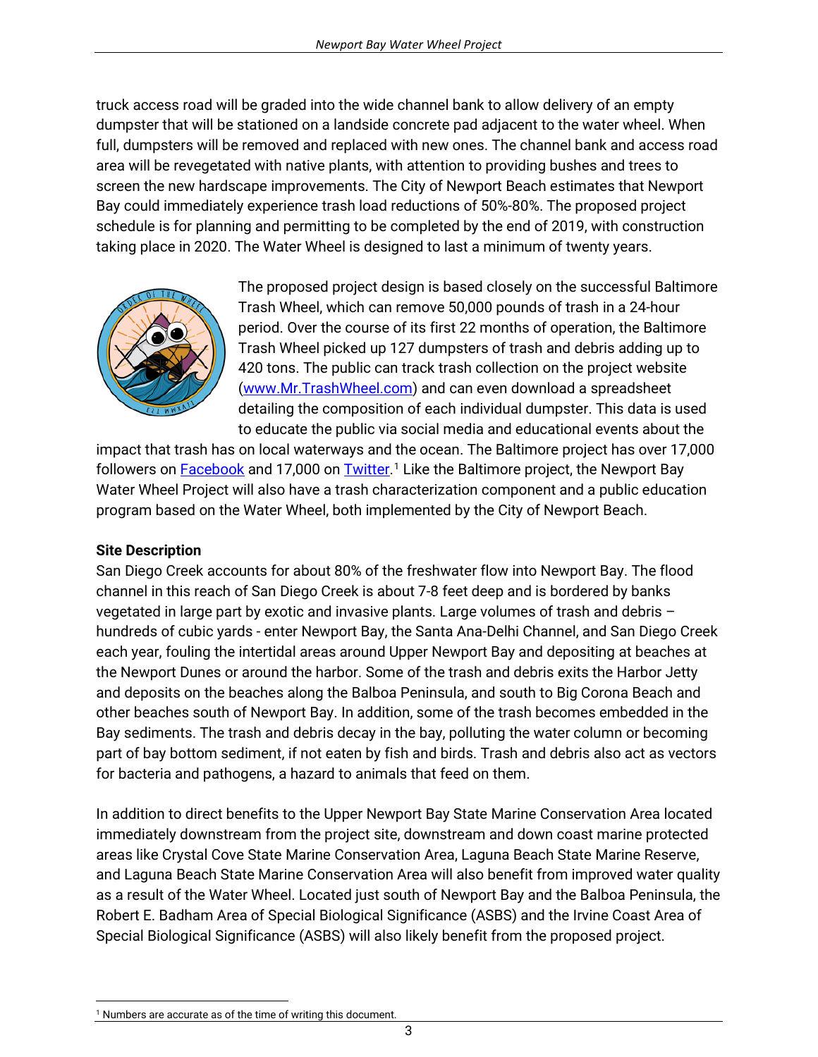truck access road will be graded into the wide channel bank to allow delivery of an empty dumpster that will be stationed on a landside concrete pad adjacent to the water wheel. When full, dumpsters will be removed and replaced with new ones. The channel bank and access road area will be revegetated with native plants, with attention to providing bushes and trees to screen the new hardscape improvements. The City of Newport Beach estimates that Newport Bay could immediately experience trash load reductions of 50%-80%. The proposed project schedule is for planning and permitting to be completed by the end of 2019, with construction taking place in 2020. The Water Wheel is designed to last a minimum of twenty years.

The proposed project design is based closely on the successful Baltimore Trash Wheel, which can remove 50,000 pounds of trash in a 24-hour period. Over the course of its first 22 months of operation, the Baltimore Trash Wheel picked up 127 dumpsters of trash and debris adding up to 420 tons. The public can track trash collection on the project website (www.Mr.TrashWheel.com) and can even download a spreadsheet detailing the composition of each individual dumpster. This data is used to educate the public via social media and educational events about the impact that trash has on local waterways and the ocean. The Baltimore project has over 17,000 followers on Facebook and 17,000 on Twitter.[1] Like the Baltimore project, the Newport Bay Water Wheel Project will also have a trash characterization component and a public education program based on the Water Wheel, both implemented by the City of Newport Beach.

**Site Description**

San Diego Creek accounts for about 80% of the freshwater flow into Newport Bay. The flood channel in this reach of San Diego Creek is about 7-8 feet deep and is bordered by banks vegetated in large part by exotic and invasive plants. Large volumes of trash and debris – hundreds of cubic yards - enter Newport Bay, the Santa Ana-Delhi Channel, and San Diego Creek each year, fouling the intertidal areas around Upper Newport Bay and depositing at beaches at the Newport Dunes or around the harbor. Some of the trash and debris exits the Harbor Jetty and deposits on the beaches along the Balboa Peninsula, and south to Big Corona Beach and other beaches south of Newport Bay. In addition, some of the trash becomes embedded in the Bay sediments. The trash and debris decay in the bay, polluting the water column or becoming part of bay bottom sediment, if not eaten by fish and birds. Trash and debris also act as vectors for bacteria and pathogens, a hazard to animals that feed on them.

In addition to direct benefits to the Upper Newport Bay State Marine Conservation Area located immediately downstream from the project site, downstream and down coast marine protected areas like Crystal Cove State Marine Conservation Area, Laguna Beach State Marine Reserve, and Laguna Beach State Marine Conservation Area will also benefit from improved water quality as a result of the Water Wheel. Located just south of Newport Bay and the Balboa Peninsula, the Robert E. Badham Area of Special Biological Significance (ASBS) and the Irvine Coast Area of Special Biological Significance (ASBS) will also likely benefit from the proposed project.

[1] Numbers are accurate as of the time of writing this document.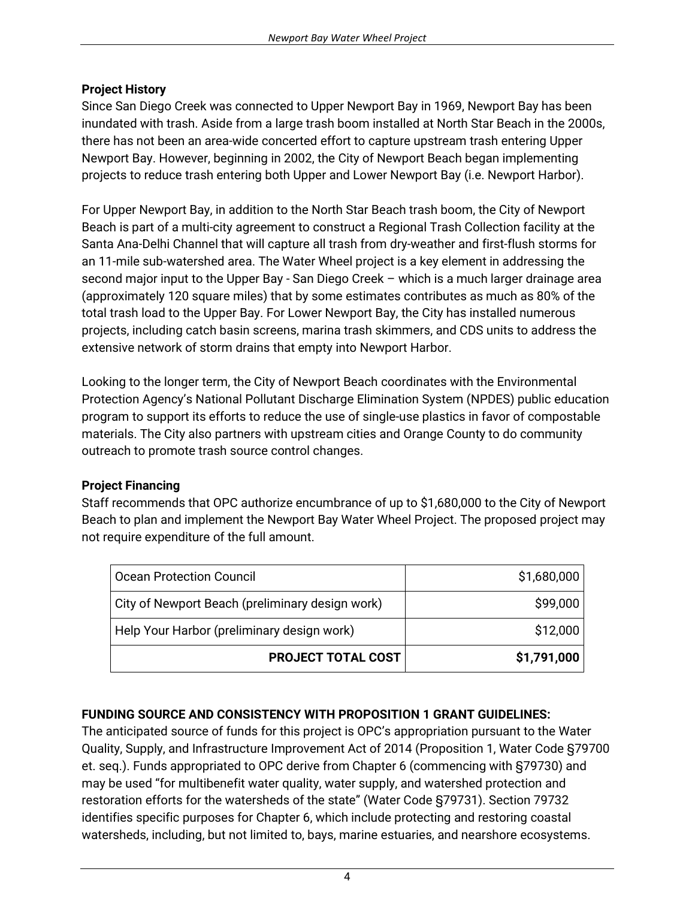**Project History**

Since San Diego Creek was connected to Upper Newport Bay in 1969, Newport Bay has been inundated with trash. Aside from a large trash boom installed at North Star Beach in the 2000s, there has not been an area-wide concerted effort to capture upstream trash entering Upper Newport Bay. However, beginning in 2002, the City of Newport Beach began implementing projects to reduce trash entering both Upper and Lower Newport Bay (i.e. Newport Harbor).

For Upper Newport Bay, in addition to the North Star Beach trash boom, the City of Newport Beach is part of a multi-city agreement to construct a Regional Trash Collection facility at the Santa Ana-Delhi Channel that will capture all trash from dry-weather and first-flush storms for an 11-mile sub-watershed area. The Water Wheel project is a key element in addressing the second major input to the Upper Bay - San Diego Creek – which is a much larger drainage area (approximately 120 square miles) that by some estimates contributes as much as 80% of the total trash load to the Upper Bay. For Lower Newport Bay, the City has installed numerous projects, including catch basin screens, marina trash skimmers, and CDS units to address the extensive network of storm drains that empty into Newport Harbor.

Looking to the longer term, the City of Newport Beach coordinates with the Environmental Protection Agency's National Pollutant Discharge Elimination System (NPDES) public education program to support its efforts to reduce the use of single-use plastics in favor of compostable materials. The City also partners with upstream cities and Orange County to do community outreach to promote trash source control changes.

**Project Financing**

Staff recommends that OPC authorize encumbrance of up to $1,680,000 to the City of Newport Beach to plan and implement the Newport Bay Water Wheel Project. The proposed project may not require expenditure of the full amount.

| | |
|---|---:|
| Ocean Protection Council | $1,680,000 |
| City of Newport Beach (preliminary design work) | $99,000 |
| Help Your Harbor (preliminary design work) | $12,000 |
| **PROJECT TOTAL COST** | **$1,791,000** |

**FUNDING SOURCE AND CONSISTENCY WITH PROPOSITION 1 GRANT GUIDELINES:**

The anticipated source of funds for this project is OPC's appropriation pursuant to the Water Quality, Supply, and Infrastructure Improvement Act of 2014 (Proposition 1, Water Code §79700 et. seq.). Funds appropriated to OPC derive from Chapter 6 (commencing with §79730) and may be used "for multibenefit water quality, water supply, and watershed protection and restoration efforts for the watersheds of the state" (Water Code §79731). Section 79732 identifies specific purposes for Chapter 6, which include protecting and restoring coastal watersheds, including, but not limited to, bays, marine estuaries, and nearshore ecosystems.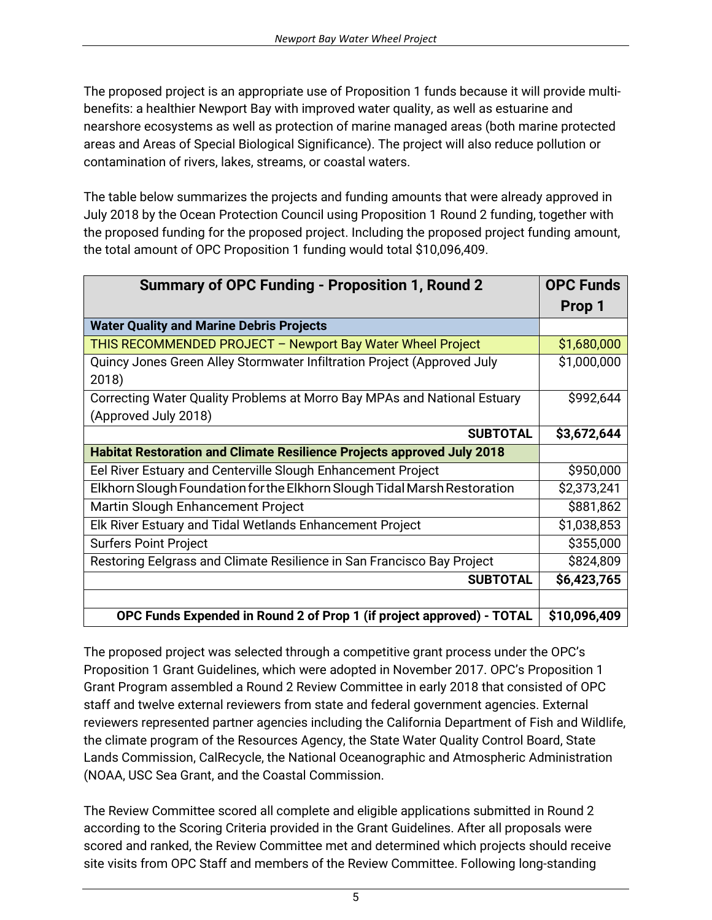The proposed project is an appropriate use of Proposition 1 funds because it will provide multi-benefits: a healthier Newport Bay with improved water quality, as well as estuarine and nearshore ecosystems as well as protection of marine managed areas (both marine protected areas and Areas of Special Biological Significance). The project will also reduce pollution or contamination of rivers, lakes, streams, or coastal waters.

The table below summarizes the projects and funding amounts that were already approved in July 2018 by the Ocean Protection Council using Proposition 1 Round 2 funding, together with the proposed funding for the proposed project. Including the proposed project funding amount, the total amount of OPC Proposition 1 funding would total $10,096,409.

| Summary of OPC Funding - Proposition 1, Round 2 | OPC Funds Prop 1 |
|---|---|
| **Water Quality and Marine Debris Projects** | |
| THIS RECOMMENDED PROJECT – Newport Bay Water Wheel Project | $1,680,000 |
| Quincy Jones Green Alley Stormwater Infiltration Project (Approved July 2018) | $1,000,000 |
| Correcting Water Quality Problems at Morro Bay MPAs and National Estuary (Approved July 2018) | $992,644 |
| **SUBTOTAL** | **$3,672,644** |
| **Habitat Restoration and Climate Resilience Projects approved July 2018** | |
| Eel River Estuary and Centerville Slough Enhancement Project | $950,000 |
| Elkhorn Slough Foundation for the Elkhorn Slough Tidal Marsh Restoration | $2,373,241 |
| Martin Slough Enhancement Project | $881,862 |
| Elk River Estuary and Tidal Wetlands Enhancement Project | $1,038,853 |
| Surfers Point Project | $355,000 |
| Restoring Eelgrass and Climate Resilience in San Francisco Bay Project | $824,809 |
| **SUBTOTAL** | **$6,423,765** |
| | |
| **OPC Funds Expended in Round 2 of Prop 1 (if project approved) - TOTAL** | **$10,096,409** |

The proposed project was selected through a competitive grant process under the OPC's Proposition 1 Grant Guidelines, which were adopted in November 2017. OPC's Proposition 1 Grant Program assembled a Round 2 Review Committee in early 2018 that consisted of OPC staff and twelve external reviewers from state and federal government agencies. External reviewers represented partner agencies including the California Department of Fish and Wildlife, the climate program of the Resources Agency, the State Water Quality Control Board, State Lands Commission, CalRecycle, the National Oceanographic and Atmospheric Administration (NOAA, USC Sea Grant, and the Coastal Commission.

The Review Committee scored all complete and eligible applications submitted in Round 2 according to the Scoring Criteria provided in the Grant Guidelines. After all proposals were scored and ranked, the Review Committee met and determined which projects should receive site visits from OPC Staff and members of the Review Committee. Following long-standing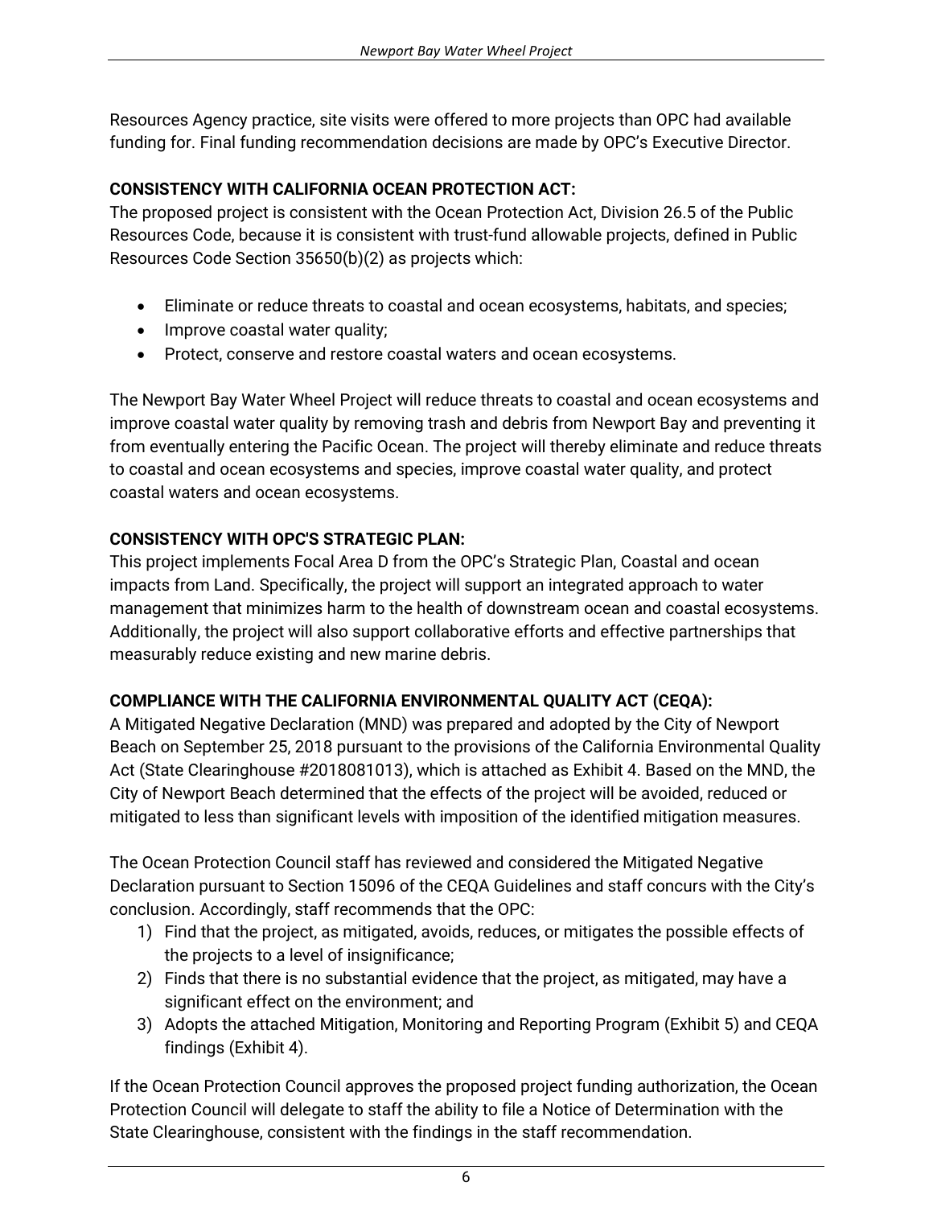Resources Agency practice, site visits were offered to more projects than OPC had available funding for. Final funding recommendation decisions are made by OPC's Executive Director.

**CONSISTENCY WITH CALIFORNIA OCEAN PROTECTION ACT:**

The proposed project is consistent with the Ocean Protection Act, Division 26.5 of the Public Resources Code, because it is consistent with trust-fund allowable projects, defined in Public Resources Code Section 35650(b)(2) as projects which:

- Eliminate or reduce threats to coastal and ocean ecosystems, habitats, and species;
- Improve coastal water quality;
- Protect, conserve and restore coastal waters and ocean ecosystems.

The Newport Bay Water Wheel Project will reduce threats to coastal and ocean ecosystems and improve coastal water quality by removing trash and debris from Newport Bay and preventing it from eventually entering the Pacific Ocean. The project will thereby eliminate and reduce threats to coastal and ocean ecosystems and species, improve coastal water quality, and protect coastal waters and ocean ecosystems.

**CONSISTENCY WITH OPC'S STRATEGIC PLAN:**

This project implements Focal Area D from the OPC's Strategic Plan, Coastal and ocean impacts from Land. Specifically, the project will support an integrated approach to water management that minimizes harm to the health of downstream ocean and coastal ecosystems. Additionally, the project will also support collaborative efforts and effective partnerships that measurably reduce existing and new marine debris.

**COMPLIANCE WITH THE CALIFORNIA ENVIRONMENTAL QUALITY ACT (CEQA):**

A Mitigated Negative Declaration (MND) was prepared and adopted by the City of Newport Beach on September 25, 2018 pursuant to the provisions of the California Environmental Quality Act (State Clearinghouse #2018081013), which is attached as Exhibit 4. Based on the MND, the City of Newport Beach determined that the effects of the project will be avoided, reduced or mitigated to less than significant levels with imposition of the identified mitigation measures.

The Ocean Protection Council staff has reviewed and considered the Mitigated Negative Declaration pursuant to Section 15096 of the CEQA Guidelines and staff concurs with the City's conclusion. Accordingly, staff recommends that the OPC:

1) Find that the project, as mitigated, avoids, reduces, or mitigates the possible effects of the projects to a level of insignificance;
2) Finds that there is no substantial evidence that the project, as mitigated, may have a significant effect on the environment; and
3) Adopts the attached Mitigation, Monitoring and Reporting Program (Exhibit 5) and CEQA findings (Exhibit 4).

If the Ocean Protection Council approves the proposed project funding authorization, the Ocean Protection Council will delegate to staff the ability to file a Notice of Determination with the State Clearinghouse, consistent with the findings in the staff recommendation.